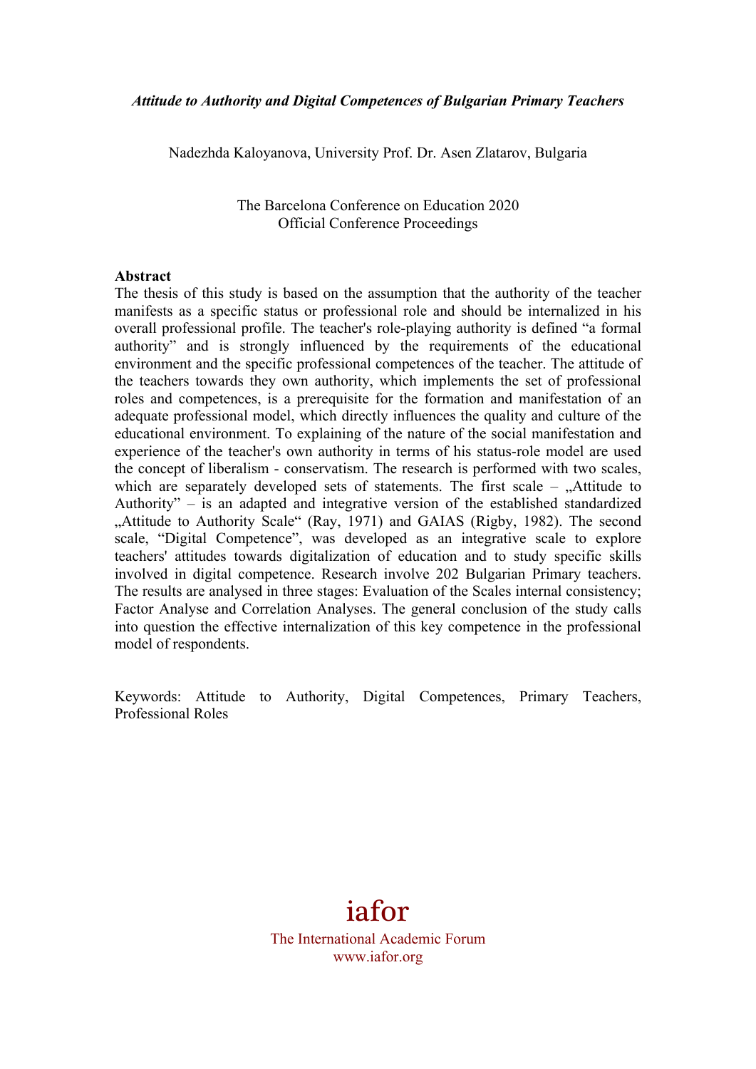*Attitude to Authority and Digital Competences of Bulgarian Primary Teachers*

Nadezhda Kaloyanova, University Prof. Dr. Asen Zlatarov, Bulgaria

The Barcelona Conference on Education 2020
Official Conference Proceedings

**Abstract**

The thesis of this study is based on the assumption that the authority of the teacher manifests as a specific status or professional role and should be internalized in his overall professional profile. The teacher's role-playing authority is defined "a formal authority" and is strongly influenced by the requirements of the educational environment and the specific professional competences of the teacher. The attitude of the teachers towards they own authority, which implements the set of professional roles and competences, is a prerequisite for the formation and manifestation of an adequate professional model, which directly influences the quality and culture of the educational environment. To explaining of the nature of the social manifestation and experience of the teacher's own authority in terms of his status-role model are used the concept of liberalism - conservatism. The research is performed with two scales, which are separately developed sets of statements. The first scale – „Attitude to Authority" – is an adapted and integrative version of the established standardized „Attitude to Authority Scale" (Ray, 1971) and GAIAS (Rigby, 1982). The second scale, "Digital Competence", was developed as an integrative scale to explore teachers' attitudes towards digitalization of education and to study specific skills involved in digital competence. Research involve 202 Bulgarian Primary teachers. The results are analysed in three stages: Evaluation of the Scales internal consistency; Factor Analyse and Correlation Analyses. The general conclusion of the study calls into question the effective internalization of this key competence in the professional model of respondents.

Keywords: Attitude to Authority, Digital Competences, Primary Teachers, Professional Roles

iafor
The International Academic Forum
www.iafor.org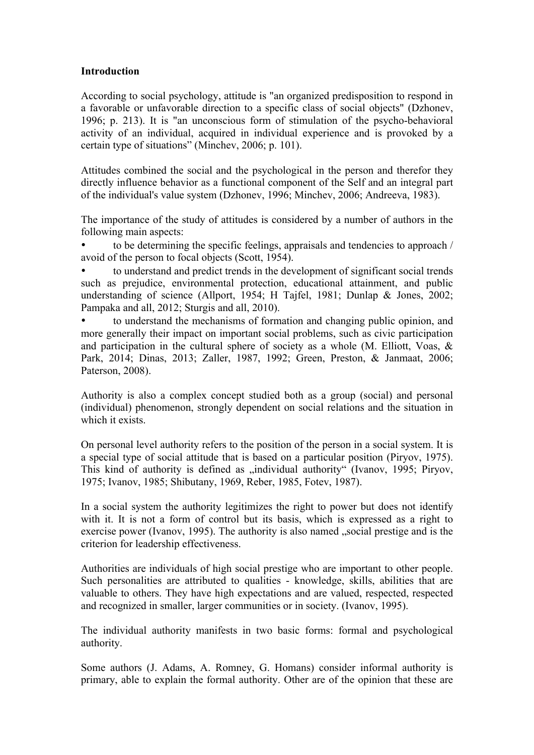**Introduction**

According to social psychology, attitude is "an organized predisposition to respond in a favorable or unfavorable direction to a specific class of social objects" (Dzhonev, 1996; p. 213). It is "an unconscious form of stimulation of the psycho-behavioral activity of an individual, acquired in individual experience and is provoked by a certain type of situations" (Minchev, 2006; p. 101).

Attitudes combined the social and the psychological in the person and therefor they directly influence behavior as a functional component of the Self and an integral part of the individual's value system (Dzhonev, 1996; Minchev, 2006; Andreeva, 1983).

The importance of the study of attitudes is considered by a number of authors in the following main aspects:

- to be determining the specific feelings, appraisals and tendencies to approach / avoid of the person to focal objects (Scott, 1954).
- to understand and predict trends in the development of significant social trends such as prejudice, environmental protection, educational attainment, and public understanding of science (Allport, 1954; H Tajfel, 1981; Dunlap & Jones, 2002; Pampaka and all, 2012; Sturgis and all, 2010).
- to understand the mechanisms of formation and changing public opinion, and more generally their impact on important social problems, such as civic participation and participation in the cultural sphere of society as a whole (M. Elliott, Voas, & Park, 2014; Dinas, 2013; Zaller, 1987, 1992; Green, Preston, & Janmaat, 2006; Paterson, 2008).

Authority is also a complex concept studied both as a group (social) and personal (individual) phenomenon, strongly dependent on social relations and the situation in which it exists.

On personal level authority refers to the position of the person in a social system. It is a special type of social attitude that is based on a particular position (Piryov, 1975). This kind of authority is defined as „individual authority" (Ivanov, 1995; Piryov, 1975; Ivanov, 1985; Shibutany, 1969, Reber, 1985, Fotev, 1987).

In a social system the authority legitimizes the right to power but does not identify with it. It is not a form of control but its basis, which is expressed as a right to exercise power (Ivanov, 1995). The authority is also named „social prestige and is the criterion for leadership effectiveness.

Authorities are individuals of high social prestige who are important to other people. Such personalities are attributed to qualities - knowledge, skills, abilities that are valuable to others. They have high expectations and are valued, respected, respected and recognized in smaller, larger communities or in society. (Ivanov, 1995).

The individual authority manifests in two basic forms: formal and psychological authority.

Some authors (J. Adams, A. Romney, G. Homans) consider informal authority is primary, able to explain the formal authority. Other are of the opinion that these are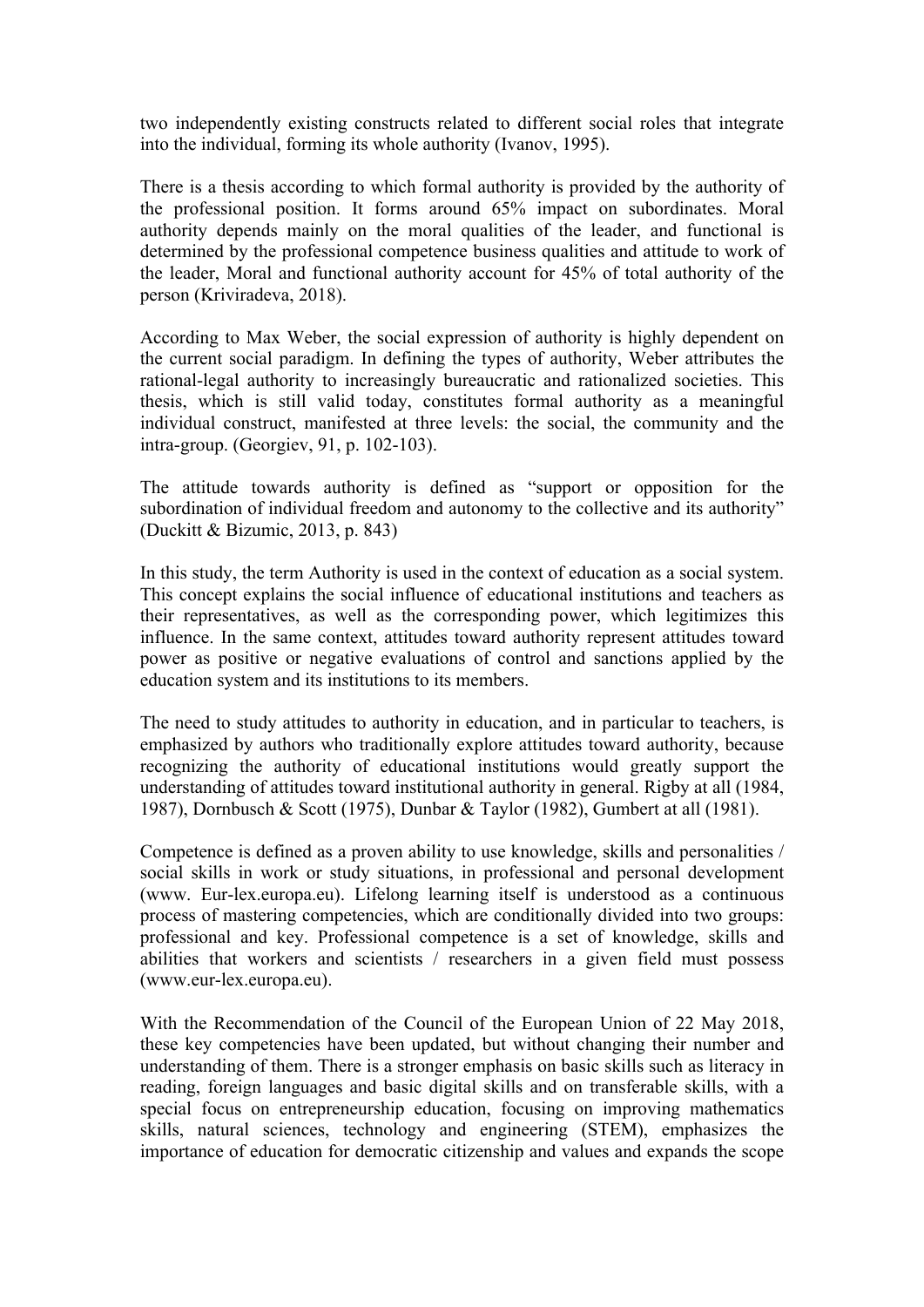two independently existing constructs related to different social roles that integrate into the individual, forming its whole authority (Ivanov, 1995).

There is a thesis according to which formal authority is provided by the authority of the professional position. It forms around 65% impact on subordinates. Moral authority depends mainly on the moral qualities of the leader, and functional is determined by the professional competence business qualities and attitude to work of the leader, Moral and functional authority account for 45% of total authority of the person (Kriviradeva, 2018).

According to Max Weber, the social expression of authority is highly dependent on the current social paradigm. In defining the types of authority, Weber attributes the rational-legal authority to increasingly bureaucratic and rationalized societies. This thesis, which is still valid today, constitutes formal authority as a meaningful individual construct, manifested at three levels: the social, the community and the intra-group. (Georgiev, 91, p. 102-103).

The attitude towards authority is defined as "support or opposition for the subordination of individual freedom and autonomy to the collective and its authority" (Duckitt & Bizumic, 2013, p. 843)

In this study, the term Authority is used in the context of education as a social system. This concept explains the social influence of educational institutions and teachers as their representatives, as well as the corresponding power, which legitimizes this influence. In the same context, attitudes toward authority represent attitudes toward power as positive or negative evaluations of control and sanctions applied by the education system and its institutions to its members.

The need to study attitudes to authority in education, and in particular to teachers, is emphasized by authors who traditionally explore attitudes toward authority, because recognizing the authority of educational institutions would greatly support the understanding of attitudes toward institutional authority in general. Rigby at all (1984, 1987), Dornbusch & Scott (1975), Dunbar & Taylor (1982), Gumbert at all (1981).

Competence is defined as a proven ability to use knowledge, skills and personalities / social skills in work or study situations, in professional and personal development (www. Eur-lex.europa.eu). Lifelong learning itself is understood as a continuous process of mastering competencies, which are conditionally divided into two groups: professional and key. Professional competence is a set of knowledge, skills and abilities that workers and scientists / researchers in a given field must possess (www.eur-lex.europa.eu).

With the Recommendation of the Council of the European Union of 22 May 2018, these key competencies have been updated, but without changing their number and understanding of them. There is a stronger emphasis on basic skills such as literacy in reading, foreign languages and basic digital skills and on transferable skills, with a special focus on entrepreneurship education, focusing on improving mathematics skills, natural sciences, technology and engineering (STEM), emphasizes the importance of education for democratic citizenship and values and expands the scope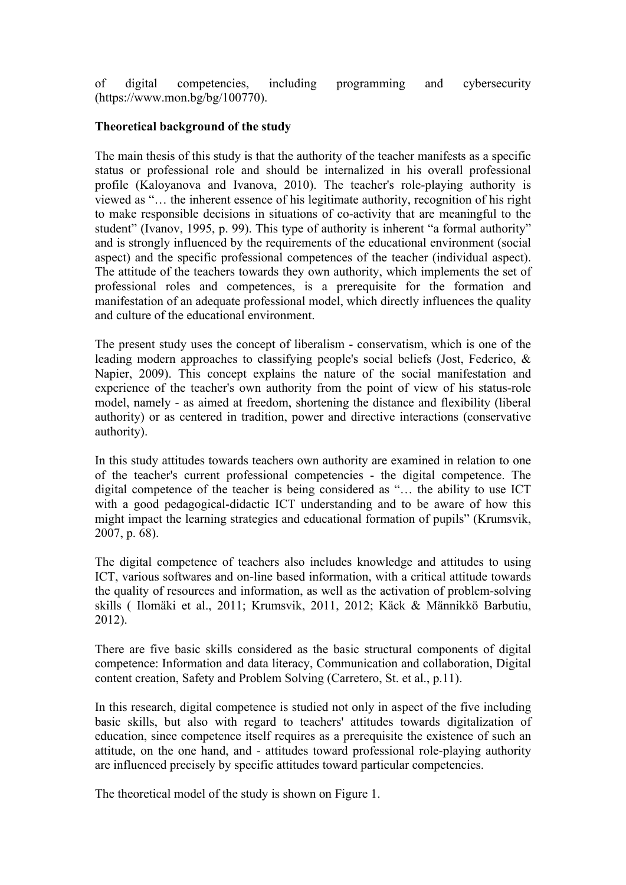of digital competencies, including programming and cybersecurity (https://www.mon.bg/bg/100770).

**Theoretical background of the study**

The main thesis of this study is that the authority of the teacher manifests as a specific status or professional role and should be internalized in his overall professional profile (Kaloyanova and Ivanova, 2010). The teacher's role-playing authority is viewed as "… the inherent essence of his legitimate authority, recognition of his right to make responsible decisions in situations of co-activity that are meaningful to the student" (Ivanov, 1995, p. 99). This type of authority is inherent "a formal authority" and is strongly influenced by the requirements of the educational environment (social aspect) and the specific professional competences of the teacher (individual aspect). The attitude of the teachers towards they own authority, which implements the set of professional roles and competences, is a prerequisite for the formation and manifestation of an adequate professional model, which directly influences the quality and culture of the educational environment.

The present study uses the concept of liberalism - conservatism, which is one of the leading modern approaches to classifying people's social beliefs (Jost, Federico, & Napier, 2009). This concept explains the nature of the social manifestation and experience of the teacher's own authority from the point of view of his status-role model, namely - as aimed at freedom, shortening the distance and flexibility (liberal authority) or as centered in tradition, power and directive interactions (conservative authority).

In this study attitudes towards teachers own authority are examined in relation to one of the teacher's current professional competencies - the digital competence. The digital competence of the teacher is being considered as "… the ability to use ICT with a good pedagogical-didactic ICT understanding and to be aware of how this might impact the learning strategies and educational formation of pupils" (Krumsvik, 2007, p. 68).

The digital competence of teachers also includes knowledge and attitudes to using ICT, various softwares and on-line based information, with a critical attitude towards the quality of resources and information, as well as the activation of problem-solving skills ( Ilomäki et al., 2011; Krumsvik, 2011, 2012; Käck & Männikkö Barbutiu, 2012).

There are five basic skills considered as the basic structural components of digital competence: Information and data literacy, Communication and collaboration, Digital content creation, Safety and Problem Solving (Carretero, St. et al., p.11).

In this research, digital competence is studied not only in aspect of the five including basic skills, but also with regard to teachers' attitudes towards digitalization of education, since competence itself requires as a prerequisite the existence of such an attitude, on the one hand, and - attitudes toward professional role-playing authority are influenced precisely by specific attitudes toward particular competencies.

The theoretical model of the study is shown on Figure 1.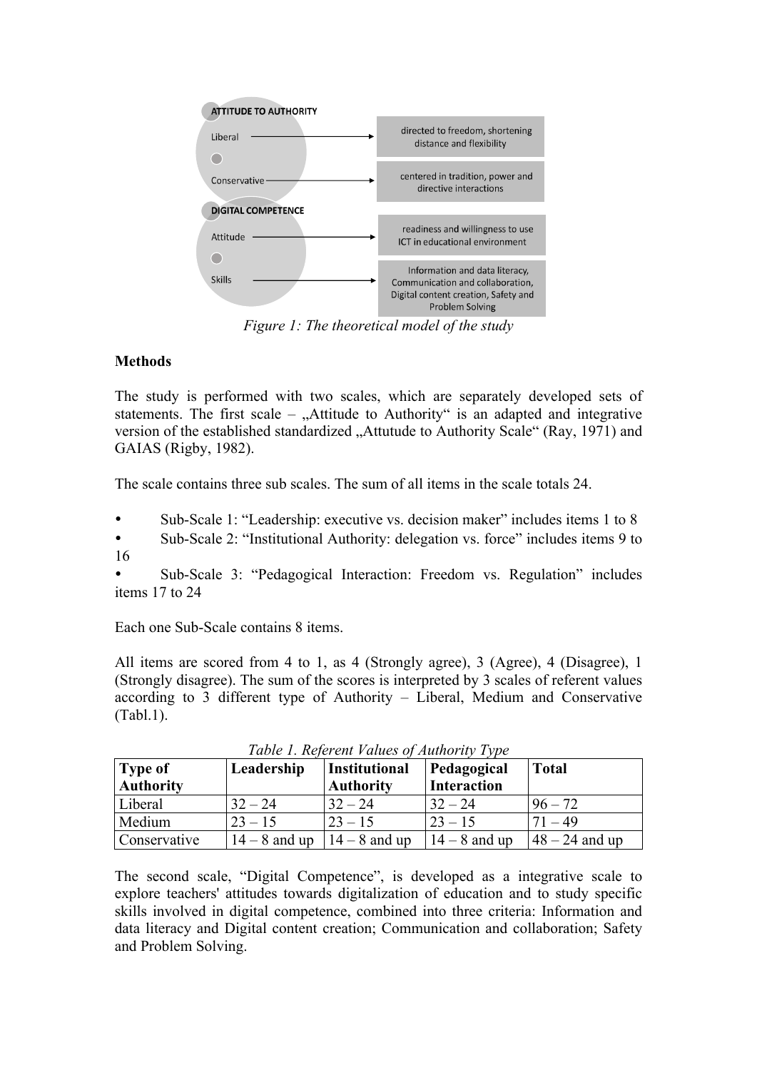ATTITUDE TO AUTHORITY

Liberal → directed to freedom, shortening distance and flexibility

Conservative → centered in tradition, power and directive interactions

DIGITAL COMPETENCE

Attitude → readiness and willingness to use ICT in educational environment

Skills → Information and data literacy, Communication and collaboration, Digital content creation, Safety and Problem Solving

*Figure 1: The theoretical model of the study*

**Methods**

The study is performed with two scales, which are separately developed sets of statements. The first scale – „Attitude to Authority" is an adapted and integrative version of the established standardized „Attutude to Authority Scale" (Ray, 1971) and GAIAS (Rigby, 1982).

The scale contains three sub scales. The sum of all items in the scale totals 24.

- Sub-Scale 1: "Leadership: executive vs. decision maker" includes items 1 to 8
- Sub-Scale 2: "Institutional Authority: delegation vs. force" includes items 9 to 16
- Sub-Scale 3: "Pedagogical Interaction: Freedom vs. Regulation" includes items 17 to 24

Each one Sub-Scale contains 8 items.

All items are scored from 4 to 1, as 4 (Strongly agree), 3 (Agree), 4 (Disagree), 1 (Strongly disagree). The sum of the scores is interpreted by 3 scales of referent values according to 3 different type of Authority – Liberal, Medium and Conservative (Tabl.1).

*Table 1. Referent Values of Authority Type*

| Type of Authority | Leadership | Institutional Authority | Pedagogical Interaction | Total |
|---|---|---|---|---|
| Liberal | 32 – 24 | 32 – 24 | 32 – 24 | 96 – 72 |
| Medium | 23 – 15 | 23 – 15 | 23 – 15 | 71 – 49 |
| Conservative | 14 – 8 and up | 14 – 8 and up | 14 – 8 and up | 48 – 24 and up |

The second scale, "Digital Competence", is developed as a integrative scale to explore teachers' attitudes towards digitalization of education and to study specific skills involved in digital competence, combined into three criteria: Information and data literacy and Digital content creation; Communication and collaboration; Safety and Problem Solving.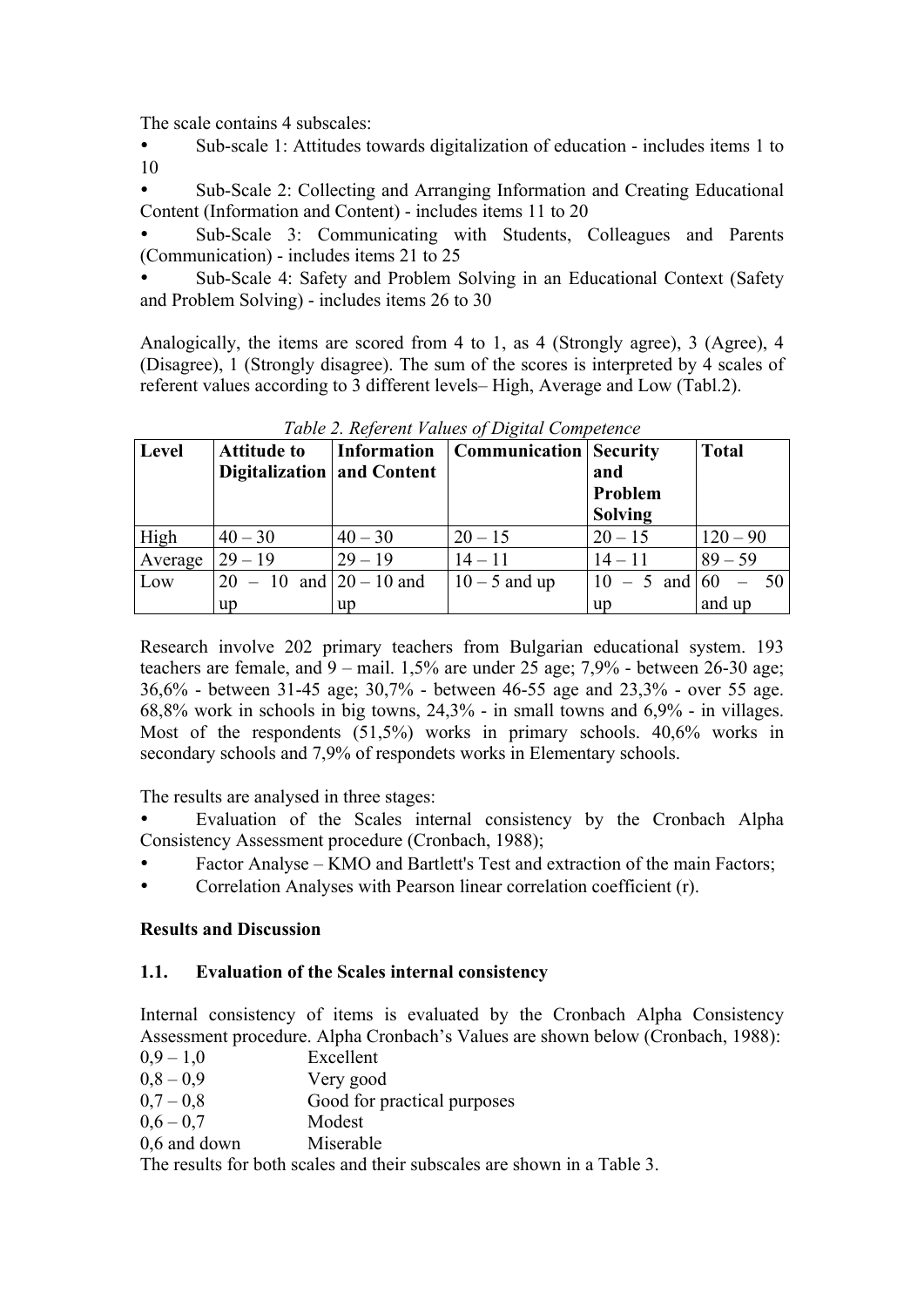The scale contains 4 subscales:

- Sub-scale 1: Attitudes towards digitalization of education - includes items 1 to 10
- Sub-Scale 2: Collecting and Arranging Information and Creating Educational Content (Information and Content) - includes items 11 to 20
- Sub-Scale 3: Communicating with Students, Colleagues and Parents (Communication) - includes items 21 to 25
- Sub-Scale 4: Safety and Problem Solving in an Educational Context (Safety and Problem Solving) - includes items 26 to 30

Analogically, the items are scored from 4 to 1, as 4 (Strongly agree), 3 (Agree), 4 (Disagree), 1 (Strongly disagree). The sum of the scores is interpreted by 4 scales of referent values according to 3 different levels– High, Average and Low (Tabl.2).

*Table 2. Referent Values of Digital Competence*

| Level | Attitude to Digitalization | Information and Content | Communication | Security and Problem Solving | Total |
|---|---|---|---|---|---|
| High | 40 – 30 | 40 – 30 | 20 – 15 | 20 – 15 | 120 – 90 |
| Average | 29 – 19 | 29 – 19 | 14 – 11 | 14 – 11 | 89 – 59 |
| Low | 20 – 10 and up | 20 – 10 and up | 10 – 5 and up | 10 – 5 and up | 60 – 50 and up |

Research involve 202 primary teachers from Bulgarian educational system. 193 teachers are female, and 9 – mail. 1,5% are under 25 age; 7,9% - between 26-30 age; 36,6% - between 31-45 age; 30,7% - between 46-55 age and 23,3% - over 55 age. 68,8% work in schools in big towns, 24,3% - in small towns and 6,9% - in villages. Most of the respondents (51,5%) works in primary schools. 40,6% works in secondary schools and 7,9% of respondets works in Elementary schools.

The results are analysed in three stages:

- Evaluation of the Scales internal consistency by the Cronbach Alpha Consistency Assessment procedure (Cronbach, 1988);
- Factor Analyse – KMO and Bartlett's Test and extraction of the main Factors;
- Correlation Analyses with Pearson linear correlation coefficient (r).

**Results and Discussion**

**1.1. Evaluation of the Scales internal consistency**

Internal consistency of items is evaluated by the Cronbach Alpha Consistency Assessment procedure. Alpha Cronbach's Values are shown below (Cronbach, 1988):

0,9 – 1,0 Excellent
0,8 – 0,9 Very good
0,7 – 0,8 Good for practical purposes
0,6 – 0,7 Modest
0,6 and down Miserable

The results for both scales and their subscales are shown in a Table 3.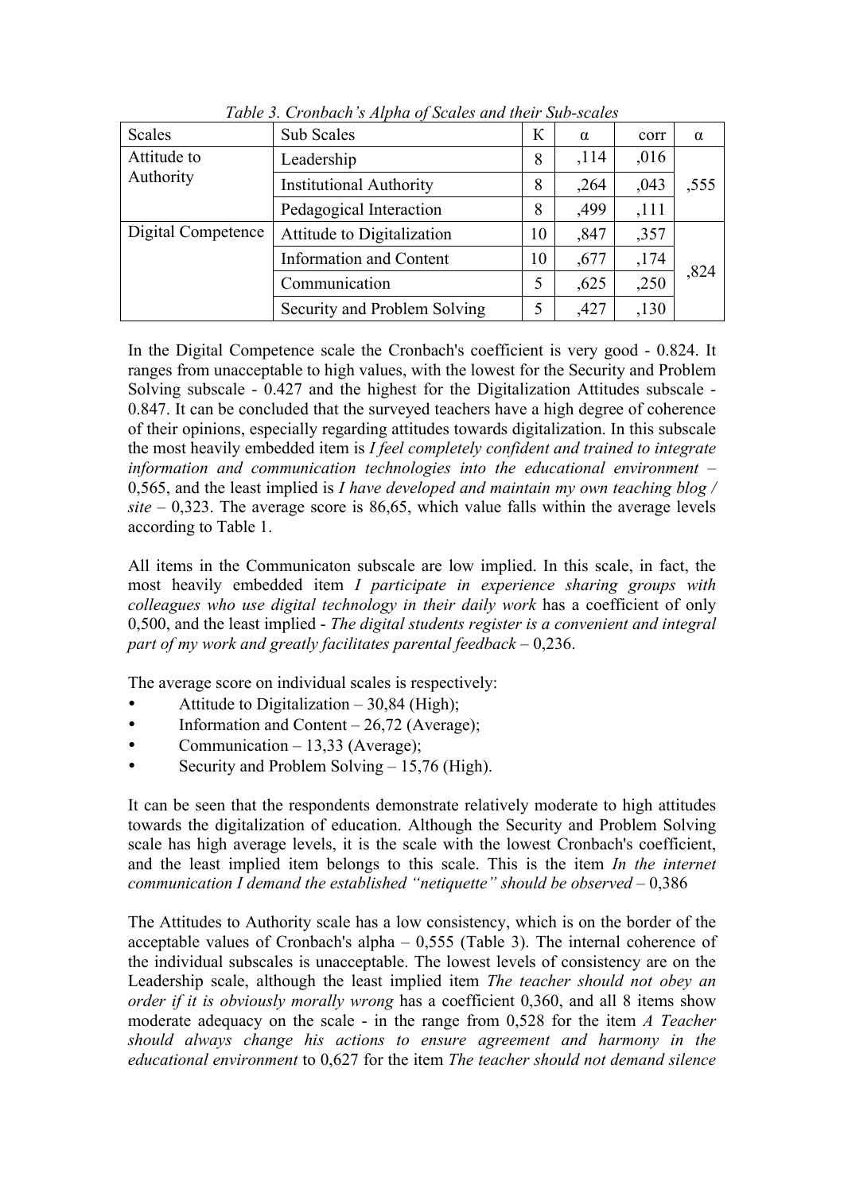*Table 3. Cronbach's Alpha of Scales and their Sub-scales*

| Scales | Sub Scales | K | α | corr | α |
|---|---|---|---|---|---|
| Attitude to Authority | Leadership | 8 | ,114 | ,016 | ,555 |
| | Institutional Authority | 8 | ,264 | ,043 | |
| | Pedagogical Interaction | 8 | ,499 | ,111 | |
| Digital Competence | Attitude to Digitalization | 10 | ,847 | ,357 | ,824 |
| | Information and Content | 10 | ,677 | ,174 | |
| | Communication | 5 | ,625 | ,250 | |
| | Security and Problem Solving | 5 | ,427 | ,130 | |

In the Digital Competence scale the Cronbach's coefficient is very good - 0.824. It ranges from unacceptable to high values, with the lowest for the Security and Problem Solving subscale - 0.427 and the highest for the Digitalization Attitudes subscale - 0.847. It can be concluded that the surveyed teachers have a high degree of coherence of their opinions, especially regarding attitudes towards digitalization. In this subscale the most heavily embedded item is *I feel completely confident and trained to integrate information and communication technologies into the educational environment* – 0,565, and the least implied is *I have developed and maintain my own teaching blog / site* – 0,323. The average score is 86,65, which value falls within the average levels according to Table 1.

All items in the Communicaton subscale are low implied. In this scale, in fact, the most heavily embedded item *I participate in experience sharing groups with colleagues who use digital technology in their daily work* has a coefficient of only 0,500, and the least implied - *The digital students register is a convenient and integral part of my work and greatly facilitates parental feedback* – 0,236.

The average score on individual scales is respectively:

- Attitude to Digitalization – 30,84 (High);
- Information and Content – 26,72 (Average);
- Communication – 13,33 (Average);
- Security and Problem Solving – 15,76 (High).

It can be seen that the respondents demonstrate relatively moderate to high attitudes towards the digitalization of education. Although the Security and Problem Solving scale has high average levels, it is the scale with the lowest Cronbach's coefficient, and the least implied item belongs to this scale. This is the item *In the internet communication I demand the established "netiquette" should be observed* – 0,386

The Attitudes to Authority scale has a low consistency, which is on the border of the acceptable values of Cronbach's alpha – 0,555 (Table 3). The internal coherence of the individual subscales is unacceptable. The lowest levels of consistency are on the Leadership scale, although the least implied item *The teacher should not obey an order if it is obviously morally wrong* has a coefficient 0,360, and all 8 items show moderate adequacy on the scale - in the range from 0,528 for the item *A Teacher should always change his actions to ensure agreement and harmony in the educational environment* to 0,627 for the item *The teacher should not demand silence*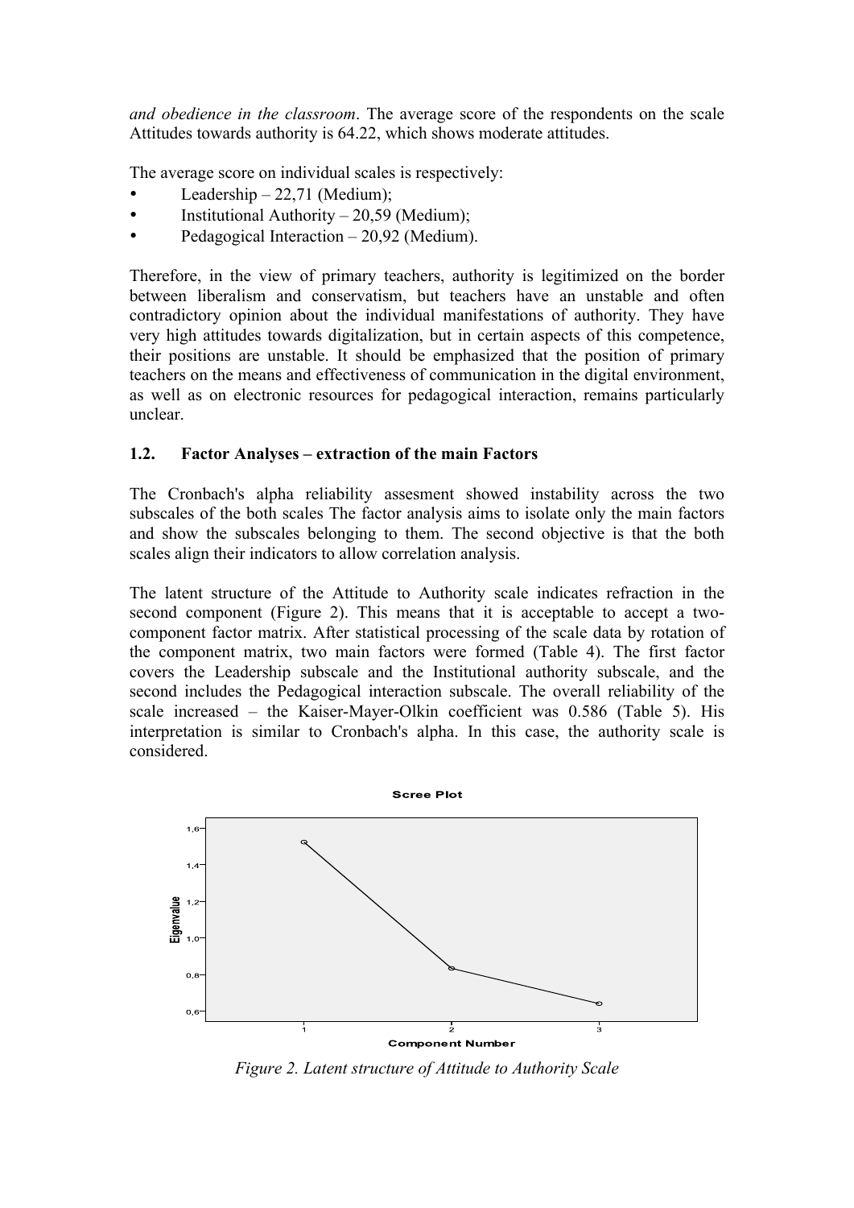*and obedience in the classroom*. The average score of the respondents on the scale Attitudes towards authority is 64.22, which shows moderate attitudes.

The average score on individual scales is respectively:

- Leadership – 22,71 (Medium);
- Institutional Authority – 20,59 (Medium);
- Pedagogical Interaction – 20,92 (Medium).

Therefore, in the view of primary teachers, authority is legitimized on the border between liberalism and conservatism, but teachers have an unstable and often contradictory opinion about the individual manifestations of authority. They have very high attitudes towards digitalization, but in certain aspects of this competence, their positions are unstable. It should be emphasized that the position of primary teachers on the means and effectiveness of communication in the digital environment, as well as on electronic resources for pedagogical interaction, remains particularly unclear.

### 1.2. Factor Analyses – extraction of the main Factors

The Cronbach's alpha reliability assesment showed instability across the two subscales of the both scales The factor analysis aims to isolate only the main factors and show the subscales belonging to them. The second objective is that the both scales align their indicators to allow correlation analysis.

The latent structure of the Attitude to Authority scale indicates refraction in the second component (Figure 2). This means that it is acceptable to accept a two-component factor matrix. After statistical processing of the scale data by rotation of the component matrix, two main factors were formed (Table 4). The first factor covers the Leadership subscale and the Institutional authority subscale, and the second includes the Pedagogical interaction subscale. The overall reliability of the scale increased – the Kaiser-Mayer-Olkin coefficient was 0.586 (Table 5). His interpretation is similar to Cronbach's alpha. In this case, the authority scale is considered.

*Figure 2. Latent structure of Attitude to Authority Scale*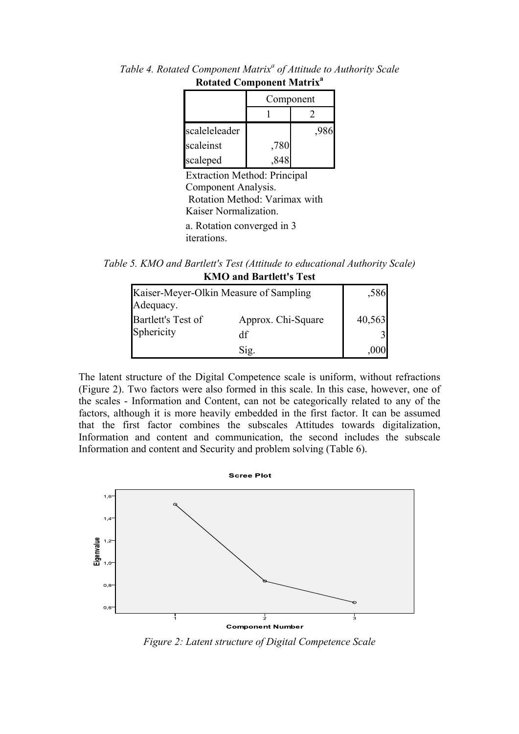*Table 4. Rotated Component Matrix[a] of Attitude to Authority Scale*

**Rotated Component Matrix[a]**

| | Component | |
|---|---|---|
| | 1 | 2 |
| scaleleleader | | ,986 |
| scaleinst | ,780 | |
| scaleped | ,848 | |

Extraction Method: Principal Component Analysis.
Rotation Method: Varimax with Kaiser Normalization.

a. Rotation converged in 3 iterations.

*Table 5. KMO and Bartlett's Test (Attitude to educational Authority Scale)*

**KMO and Bartlett's Test**

| | | |
|---|---|---|
| Kaiser-Meyer-Olkin Measure of Sampling Adequacy. | | ,586 |
| Bartlett's Test of Sphericity | Approx. Chi-Square | 40,563 |
| | df | 3 |
| | Sig. | ,000 |

The latent structure of the Digital Competence scale is uniform, without refractions (Figure 2). Two factors were also formed in this scale. In this case, however, one of the scales - Information and Content, can not be categorically related to any of the factors, although it is more heavily embedded in the first factor. It can be assumed that the first factor combines the subscales Attitudes towards digitalization, Information and content and communication, the second includes the subscale Information and content and Security and problem solving (Table 6).

*Figure 2: Latent structure of Digital Competence Scale*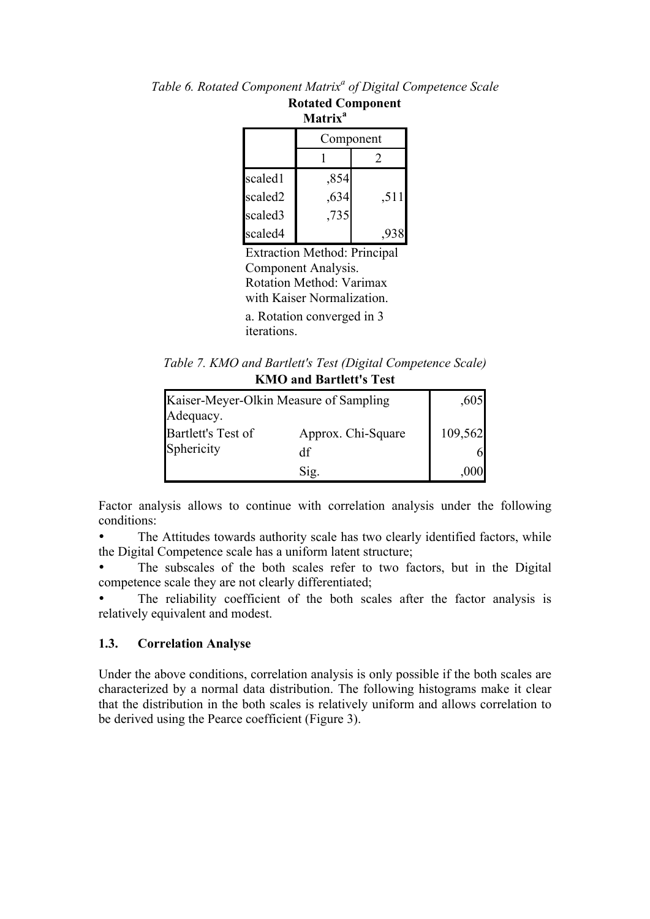*Table 6. Rotated Component Matrix[a] of Digital Competence Scale*

**Rotated Component Matrix[a]**

| | Component | |
|---|---|---|
| | 1 | 2 |
| scaled1 | ,854 | |
| scaled2 | ,634 | ,511 |
| scaled3 | ,735 | |
| scaled4 | | ,938 |

Extraction Method: Principal Component Analysis.
Rotation Method: Varimax with Kaiser Normalization.

a. Rotation converged in 3 iterations.

*Table 7. KMO and Bartlett's Test (Digital Competence Scale)*

**KMO and Bartlett's Test**

| | | |
|---|---|---|
| Kaiser-Meyer-Olkin Measure of Sampling Adequacy. | | ,605 |
| Bartlett's Test of Sphericity | Approx. Chi-Square | 109,562 |
| | df | 6 |
| | Sig. | ,000 |

Factor analysis allows to continue with correlation analysis under the following conditions:

- The Attitudes towards authority scale has two clearly identified factors, while the Digital Competence scale has a uniform latent structure;
- The subscales of the both scales refer to two factors, but in the Digital competence scale they are not clearly differentiated;
- The reliability coefficient of the both scales after the factor analysis is relatively equivalent and modest.

### 1.3. Correlation Analyse

Under the above conditions, correlation analysis is only possible if the both scales are characterized by a normal data distribution. The following histograms make it clear that the distribution in the both scales is relatively uniform and allows correlation to be derived using the Pearce coefficient (Figure 3).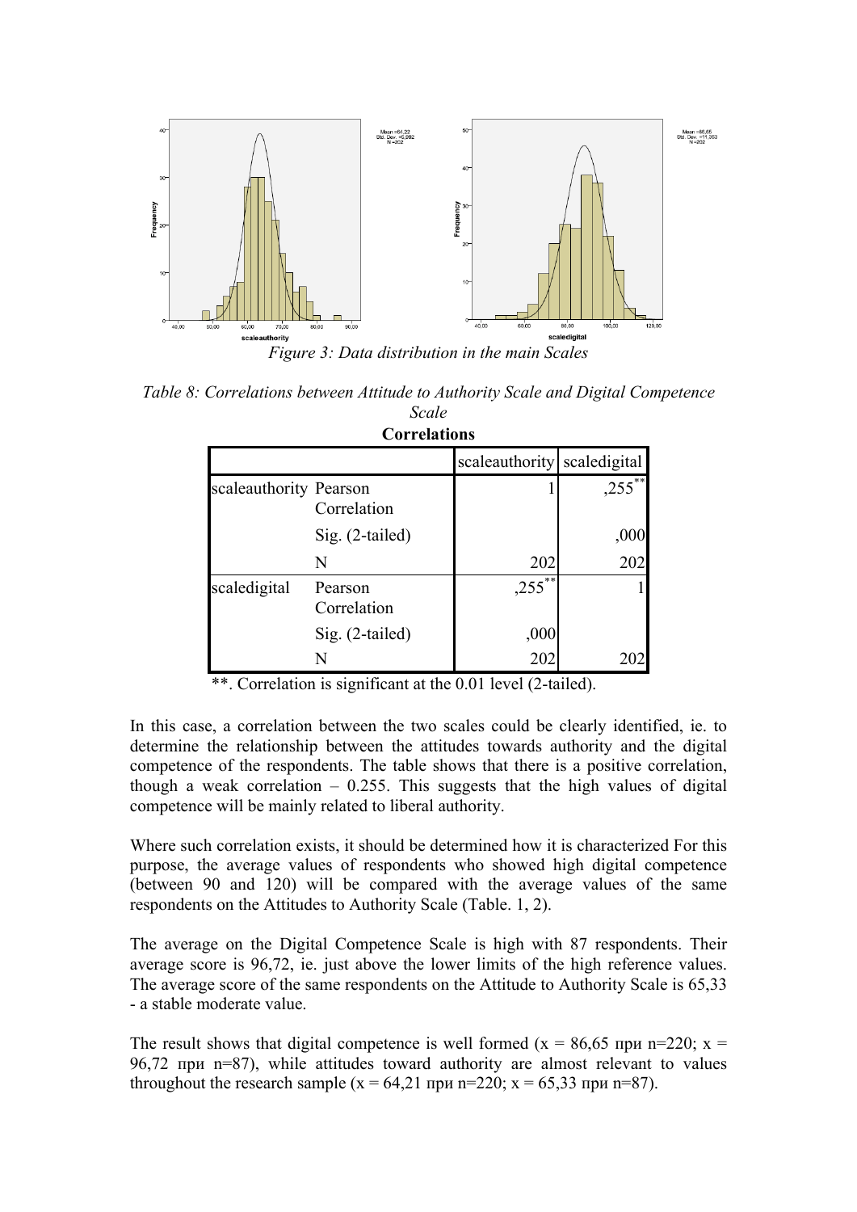*Figure 3: Data distribution in the main Scales*

*Table 8: Correlations between Attitude to Authority Scale and Digital Competence Scale*

**Correlations**

| | | scaleauthority | scaledigital |
|---|---|---|---|
| scaleauthority | Pearson Correlation | 1 | ,255** |
| | Sig. (2-tailed) | | ,000 |
| | N | 202 | 202 |
| scaledigital | Pearson Correlation | ,255** | 1 |
| | Sig. (2-tailed) | ,000 | |
| | N | 202 | 202 |

**. Correlation is significant at the 0.01 level (2-tailed).

In this case, a correlation between the two scales could be clearly identified, ie. to determine the relationship between the attitudes towards authority and the digital competence of the respondents. The table shows that there is a positive correlation, though a weak correlation – 0.255. This suggests that the high values of digital competence will be mainly related to liberal authority.

Where such correlation exists, it should be determined how it is characterized For this purpose, the average values of respondents who showed high digital competence (between 90 and 120) will be compared with the average values of the same respondents on the Attitudes to Authority Scale (Table. 1, 2).

The average on the Digital Competence Scale is high with 87 respondents. Their average score is 96,72, ie. just above the lower limits of the high reference values. The average score of the same respondents on the Attitude to Authority Scale is 65,33 - a stable moderate value.

The result shows that digital competence is well formed ($x = 86{,}65$ при $n=220$; $x = 96{,}72$ при $n=87$), while attitudes toward authority are almost relevant to values throughout the research sample ($x = 64{,}21$ при $n=220$; $x = 65{,}33$ при $n=87$).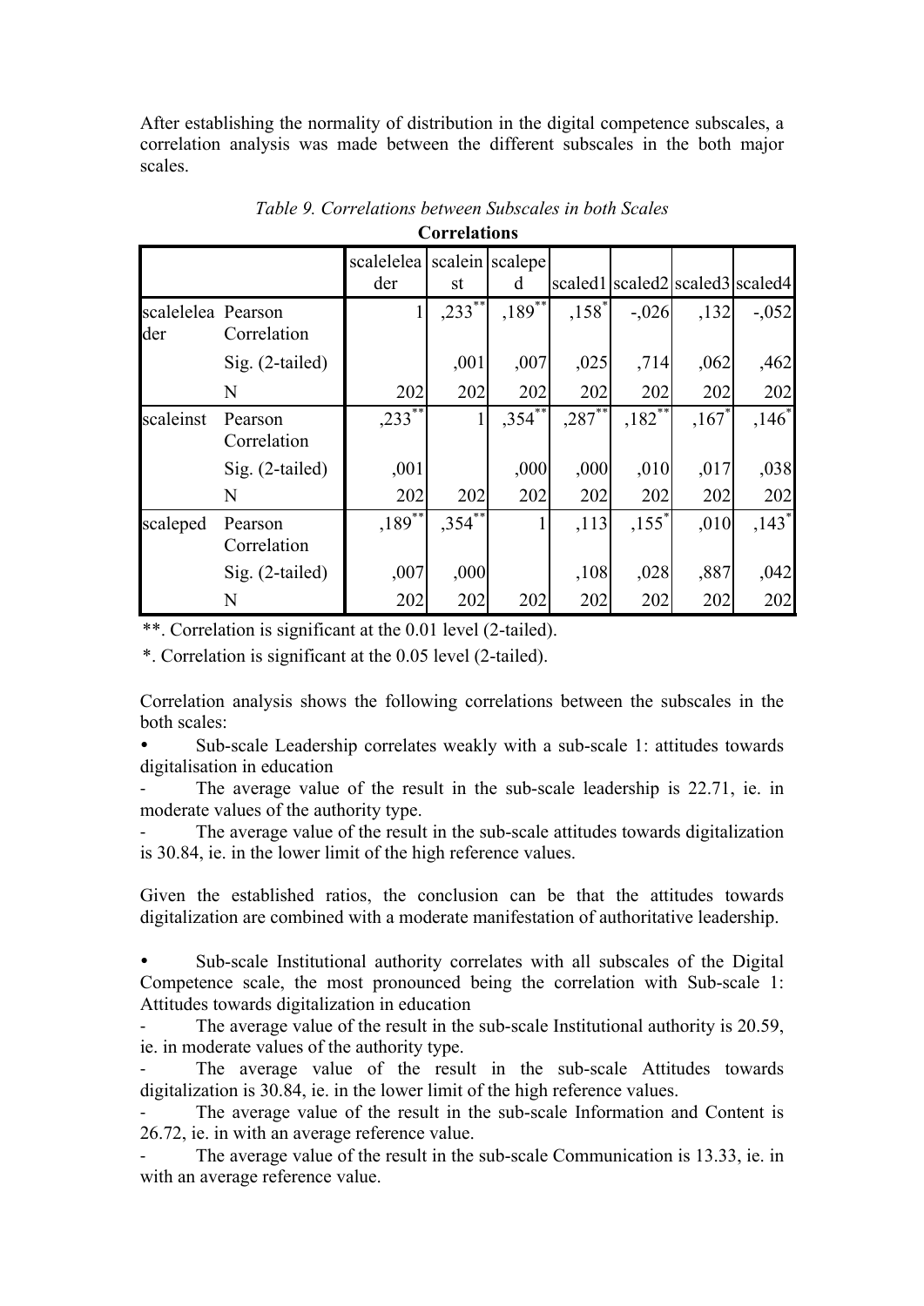After establishing the normality of distribution in the digital competence subscales, a correlation analysis was made between the different subscales in the both major scales.

*Table 9. Correlations between Subscales in both Scales*

**Correlations**

| | | scalelelea der | scalein st | scalepe d | scaled1 | scaled2 | scaled3 | scaled4 |
|---|---|---|---|---|---|---|---|---|
| scalelelea der | Pearson Correlation | 1 | ,233** | ,189** | ,158* | -,026 | ,132 | -,052 |
| | Sig. (2-tailed) | | ,001 | ,007 | ,025 | ,714 | ,062 | ,462 |
| | N | 202 | 202 | 202 | 202 | 202 | 202 | 202 |
| scaleinst | Pearson Correlation | ,233** | 1 | ,354** | ,287** | ,182** | ,167* | ,146* |
| | Sig. (2-tailed) | ,001 | | ,000 | ,000 | ,010 | ,017 | ,038 |
| | N | 202 | 202 | 202 | 202 | 202 | 202 | 202 |
| scaleped | Pearson Correlation | ,189** | ,354** | 1 | ,113 | ,155* | ,010 | ,143* |
| | Sig. (2-tailed) | ,007 | ,000 | | ,108 | ,028 | ,887 | ,042 |
| | N | 202 | 202 | 202 | 202 | 202 | 202 | 202 |

**. Correlation is significant at the 0.01 level (2-tailed).

*. Correlation is significant at the 0.05 level (2-tailed).

Correlation analysis shows the following correlations between the subscales in the both scales:

- Sub-scale Leadership correlates weakly with a sub-scale 1: attitudes towards digitalisation in education
  - The average value of the result in the sub-scale leadership is 22.71, ie. in moderate values of the authority type.
  - The average value of the result in the sub-scale attitudes towards digitalization is 30.84, ie. in the lower limit of the high reference values.

Given the established ratios, the conclusion can be that the attitudes towards digitalization are combined with a moderate manifestation of authoritative leadership.

- Sub-scale Institutional authority correlates with all subscales of the Digital Competence scale, the most pronounced being the correlation with Sub-scale 1: Attitudes towards digitalization in education
  - The average value of the result in the sub-scale Institutional authority is 20.59, ie. in moderate values of the authority type.
  - The average value of the result in the sub-scale Attitudes towards digitalization is 30.84, ie. in the lower limit of the high reference values.
  - The average value of the result in the sub-scale Information and Content is 26.72, ie. in with an average reference value.
  - The average value of the result in the sub-scale Communication is 13.33, ie. in with an average reference value.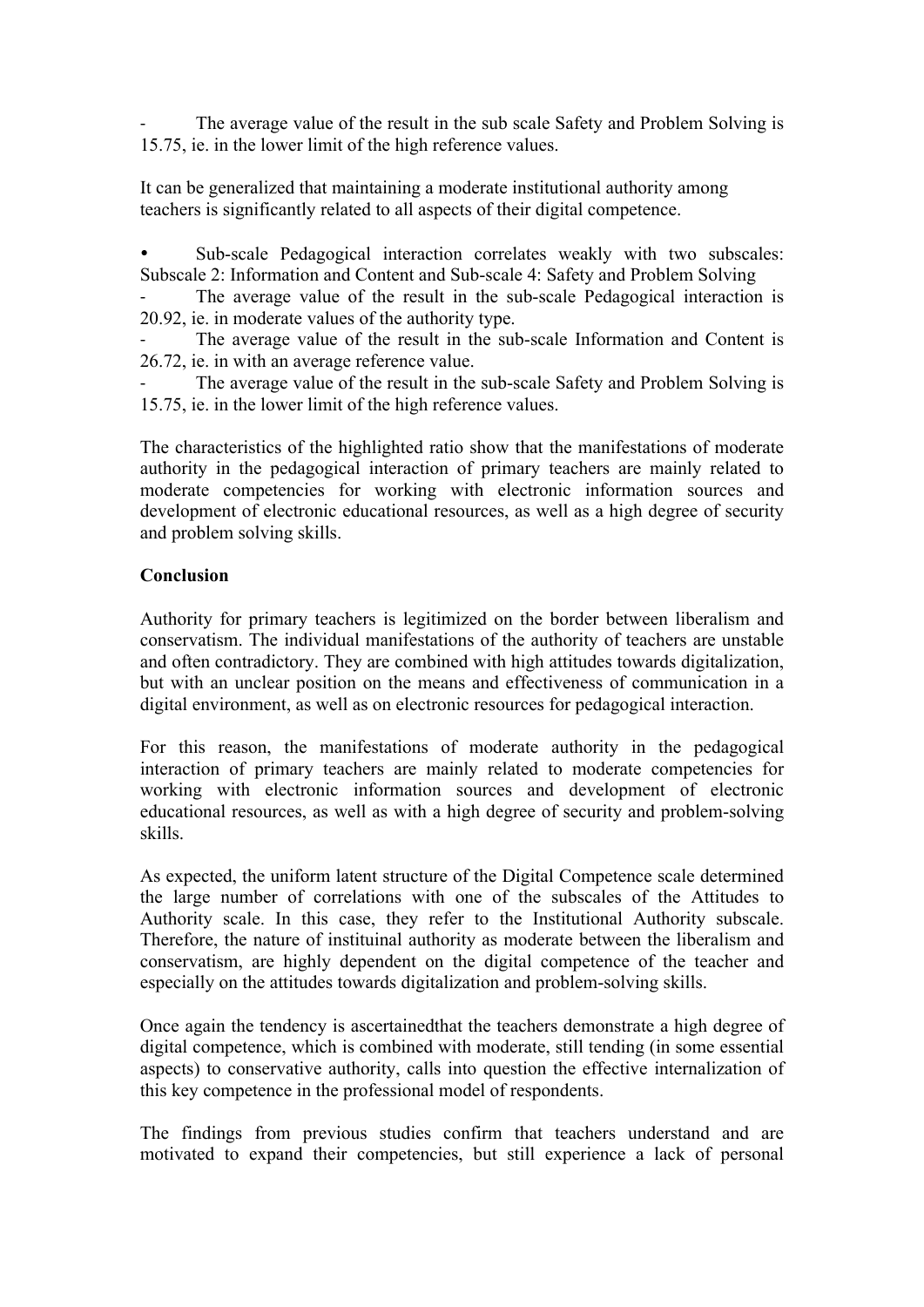- The average value of the result in the sub scale Safety and Problem Solving is 15.75, ie. in the lower limit of the high reference values.

It can be generalized that maintaining a moderate institutional authority among teachers is significantly related to all aspects of their digital competence.

- Sub-scale Pedagogical interaction correlates weakly with two subscales: Subscale 2: Information and Content and Sub-scale 4: Safety and Problem Solving
  - The average value of the result in the sub-scale Pedagogical interaction is 20.92, ie. in moderate values of the authority type.
  - The average value of the result in the sub-scale Information and Content is 26.72, ie. in with an average reference value.
  - The average value of the result in the sub-scale Safety and Problem Solving is 15.75, ie. in the lower limit of the high reference values.

The characteristics of the highlighted ratio show that the manifestations of moderate authority in the pedagogical interaction of primary teachers are mainly related to moderate competencies for working with electronic information sources and development of electronic educational resources, as well as a high degree of security and problem solving skills.

**Conclusion**

Authority for primary teachers is legitimized on the border between liberalism and conservatism. The individual manifestations of the authority of teachers are unstable and often contradictory. They are combined with high attitudes towards digitalization, but with an unclear position on the means and effectiveness of communication in a digital environment, as well as on electronic resources for pedagogical interaction.

For this reason, the manifestations of moderate authority in the pedagogical interaction of primary teachers are mainly related to moderate competencies for working with electronic information sources and development of electronic educational resources, as well as with a high degree of security and problem-solving skills.

As expected, the uniform latent structure of the Digital Competence scale determined the large number of correlations with one of the subscales of the Attitudes to Authority scale. In this case, they refer to the Institutional Authority subscale. Therefore, the nature of instituinal authority as moderate between the liberalism and conservatism, are highly dependent on the digital competence of the teacher and especially on the attitudes towards digitalization and problem-solving skills.

Once again the tendency is ascertainedthat the teachers demonstrate a high degree of digital competence, which is combined with moderate, still tending (in some essential aspects) to conservative authority, calls into question the effective internalization of this key competence in the professional model of respondents.

The findings from previous studies confirm that teachers understand and are motivated to expand their competencies, but still experience a lack of personal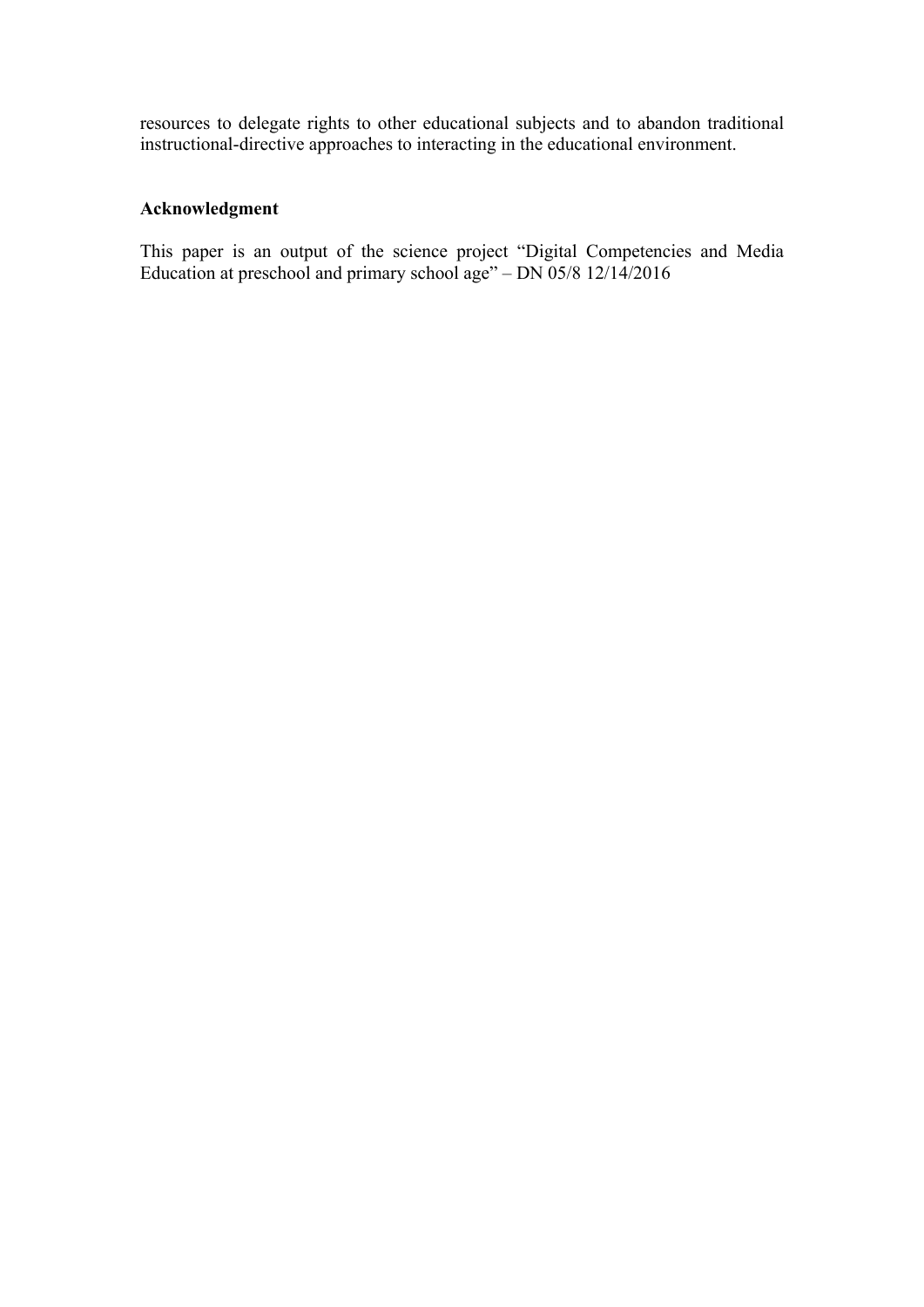resources to delegate rights to other educational subjects and to abandon traditional instructional-directive approaches to interacting in the educational environment.

## Acknowledgment

This paper is an output of the science project "Digital Competencies and Media Education at preschool and primary school age" – DN 05/8 12/14/2016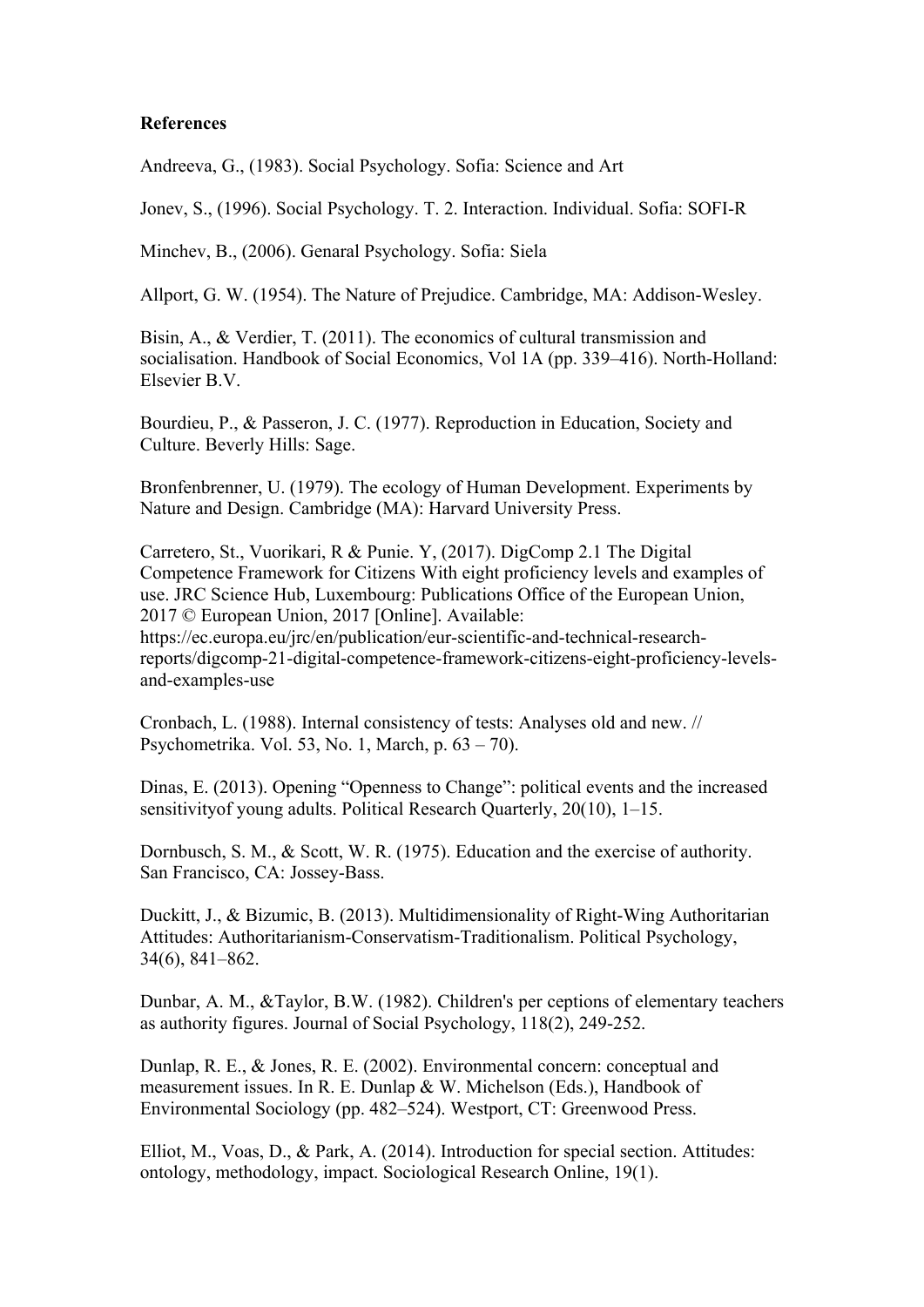**References**

Andreeva, G., (1983). Social Psychology. Sofia: Science and Art

Jonev, S., (1996). Social Psychology. T. 2. Interaction. Individual. Sofia: SOFI-R

Minchev, B., (2006). Genaral Psychology. Sofia: Siela

Allport, G. W. (1954). The Nature of Prejudice. Cambridge, MA: Addison-Wesley.

Bisin, A., & Verdier, T. (2011). The economics of cultural transmission and socialisation. Handbook of Social Economics, Vol 1A (pp. 339–416). North-Holland: Elsevier B.V.

Bourdieu, P., & Passeron, J. C. (1977). Reproduction in Education, Society and Culture. Beverly Hills: Sage.

Bronfenbrenner, U. (1979). The ecology of Human Development. Experiments by Nature and Design. Cambridge (MA): Harvard University Press.

Carretero, St., Vuorikari, R & Punie. Y, (2017). DigComp 2.1 The Digital Competence Framework for Citizens With eight proficiency levels and examples of use. JRC Science Hub, Luxembourg: Publications Office of the European Union, 2017 © European Union, 2017 [Online]. Available: https://ec.europa.eu/jrc/en/publication/eur-scientific-and-technical-research-reports/digcomp-21-digital-competence-framework-citizens-eight-proficiency-levels-and-examples-use

Cronbach, L. (1988). Internal consistency of tests: Analyses old and new. // Psychometrika. Vol. 53, No. 1, March, p. 63 – 70).

Dinas, E. (2013). Opening "Openness to Change": political events and the increased sensitivityof young adults. Political Research Quarterly, 20(10), 1–15.

Dornbusch, S. M., & Scott, W. R. (1975). Education and the exercise of authority. San Francisco, CA: Jossey-Bass.

Duckitt, J., & Bizumic, B. (2013). Multidimensionality of Right-Wing Authoritarian Attitudes: Authoritarianism-Conservatism-Traditionalism. Political Psychology, 34(6), 841–862.

Dunbar, A. M., &Taylor, B.W. (1982). Children's per ceptions of elementary teachers as authority figures. Journal of Social Psychology, 118(2), 249-252.

Dunlap, R. E., & Jones, R. E. (2002). Environmental concern: conceptual and measurement issues. In R. E. Dunlap & W. Michelson (Eds.), Handbook of Environmental Sociology (pp. 482–524). Westport, CT: Greenwood Press.

Elliot, M., Voas, D., & Park, A. (2014). Introduction for special section. Attitudes: ontology, methodology, impact. Sociological Research Online, 19(1).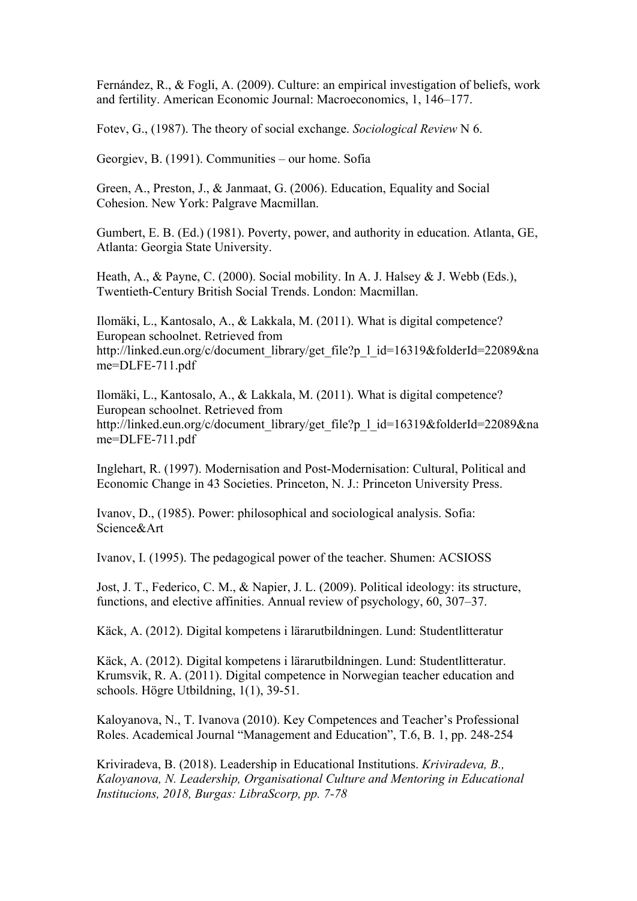Fernández, R., & Fogli, A. (2009). Culture: an empirical investigation of beliefs, work and fertility. American Economic Journal: Macroeconomics, 1, 146–177.

Fotev, G., (1987). The theory of social exchange. *Sociological Review* N 6.

Georgiev, B. (1991). Communities – our home. Sofia

Green, A., Preston, J., & Janmaat, G. (2006). Education, Equality and Social Cohesion. New York: Palgrave Macmillan.

Gumbert, E. B. (Ed.) (1981). Poverty, power, and authority in education. Atlanta, GE, Atlanta: Georgia State University.

Heath, A., & Payne, C. (2000). Social mobility. In A. J. Halsey & J. Webb (Eds.), Twentieth-Century British Social Trends. London: Macmillan.

Ilomäki, L., Kantosalo, A., & Lakkala, M. (2011). What is digital competence? European schoolnet. Retrieved from http://linked.eun.org/c/document_library/get_file?p_l_id=16319&folderId=22089&name=DLFE-711.pdf

Ilomäki, L., Kantosalo, A., & Lakkala, M. (2011). What is digital competence? European schoolnet. Retrieved from http://linked.eun.org/c/document_library/get_file?p_l_id=16319&folderId=22089&name=DLFE-711.pdf

Inglehart, R. (1997). Modernisation and Post-Modernisation: Cultural, Political and Economic Change in 43 Societies. Princeton, N. J.: Princeton University Press.

Ivanov, D., (1985). Power: philosophical and sociological analysis. Sofia: Science&Art

Ivanov, I. (1995). The pedagogical power of the teacher. Shumen: ACSIOSS

Jost, J. T., Federico, C. M., & Napier, J. L. (2009). Political ideology: its structure, functions, and elective affinities. Annual review of psychology, 60, 307–37.

Käck, A. (2012). Digital kompetens i lärarutbildningen. Lund: Studentlitteratur

Käck, A. (2012). Digital kompetens i lärarutbildningen. Lund: Studentlitteratur. Krumsvik, R. A. (2011). Digital competence in Norwegian teacher education and schools. Högre Utbildning, 1(1), 39-51.

Kaloyanova, N., T. Ivanova (2010). Key Competences and Teacher's Professional Roles. Academical Journal "Management and Education", T.6, B. 1, pp. 248-254

Kriviradeva, B. (2018). Leadership in Educational Institutions. *Kriviradeva, B., Kaloyanova, N. Leadership, Organisational Culture and Mentoring in Educational Institucions, 2018, Burgas: LibraScorp, pp. 7-78*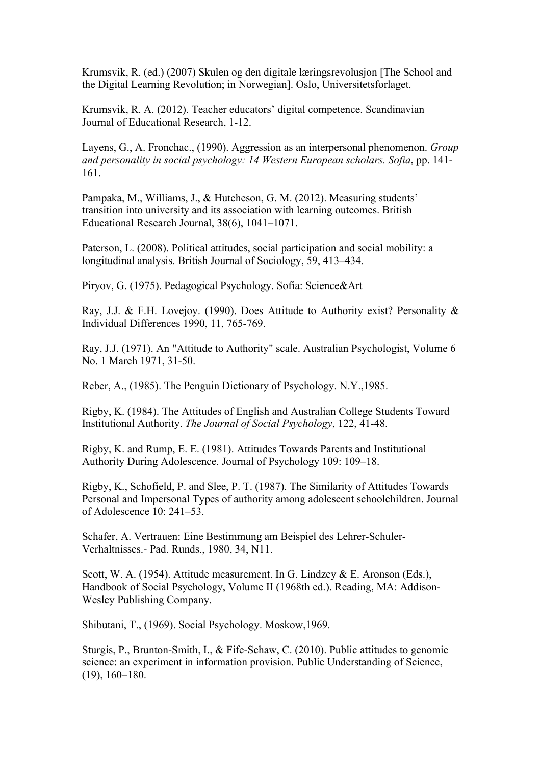Krumsvik, R. (ed.) (2007) Skulen og den digitale læringsrevolusjon [The School and the Digital Learning Revolution; in Norwegian]. Oslo, Universitetsforlaget.

Krumsvik, R. A. (2012). Teacher educators' digital competence. Scandinavian Journal of Educational Research, 1-12.

Layens, G., A. Fronchac., (1990). Aggression as an interpersonal phenomenon. *Group and personality in social psychology: 14 Western European scholars. Sofia*, pp. 141-161.

Pampaka, M., Williams, J., & Hutcheson, G. M. (2012). Measuring students' transition into university and its association with learning outcomes. British Educational Research Journal, 38(6), 1041–1071.

Paterson, L. (2008). Political attitudes, social participation and social mobility: a longitudinal analysis. British Journal of Sociology, 59, 413–434.

Piryov, G. (1975). Pedagogical Psychology. Sofia: Science&Art

Ray, J.J. & F.H. Lovejoy. (1990). Does Attitude to Authority exist? Personality & Individual Differences 1990, 11, 765-769.

Ray, J.J. (1971). An "Attitude to Authority" scale. Australian Psychologist, Volume 6 No. 1 March 1971, 31-50.

Reber, A., (1985). The Penguin Dictionary of Psychology. N.Y.,1985.

Rigby, K. (1984). The Attitudes of English and Australian College Students Toward Institutional Authority. *The Journal of Social Psychology*, 122, 41-48.

Rigby, K. and Rump, E. E. (1981). Attitudes Towards Parents and Institutional Authority During Adolescence. Journal of Psychology 109: 109–18.

Rigby, K., Schofield, P. and Slee, P. T. (1987). The Similarity of Attitudes Towards Personal and Impersonal Types of authority among adolescent schoolchildren. Journal of Adolescence 10: 241–53.

Schafer, A. Vertrauen: Eine Bestimmung am Beispiel des Lehrer-Schuler-Verhaltnisses.- Pad. Runds., 1980, 34, N11.

Scott, W. A. (1954). Attitude measurement. In G. Lindzey & E. Aronson (Eds.), Handbook of Social Psychology, Volume II (1968th ed.). Reading, MA: Addison-Wesley Publishing Company.

Shibutani, T., (1969). Social Psychology. Moskow,1969.

Sturgis, P., Brunton-Smith, I., & Fife-Schaw, C. (2010). Public attitudes to genomic science: an experiment in information provision. Public Understanding of Science, (19), 160–180.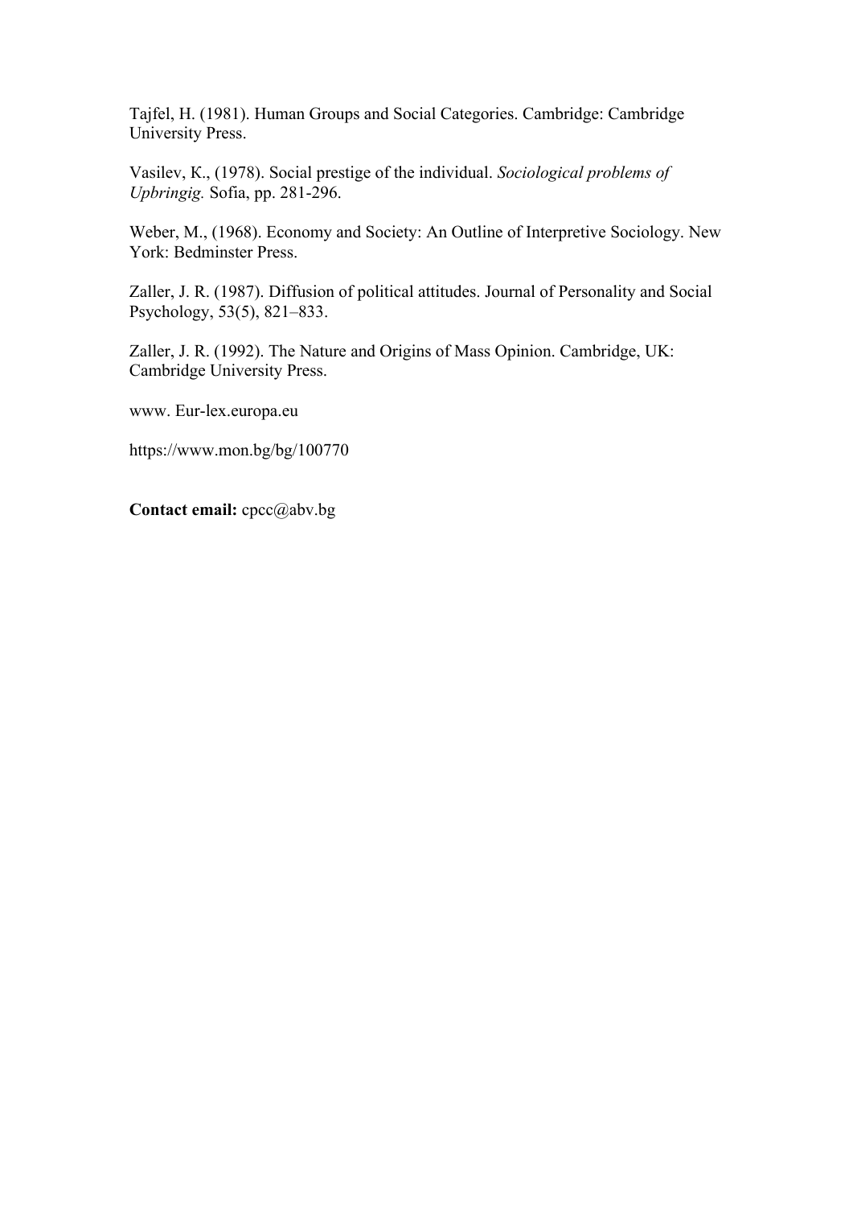Tajfel, H. (1981). Human Groups and Social Categories. Cambridge: Cambridge University Press.

Vasilev, K., (1978). Social prestige of the individual. *Sociological problems of Upbringig.* Sofia, pp. 281-296.

Weber, M., (1968). Economy and Society: An Outline of Interpretive Sociology. New York: Bedminster Press.

Zaller, J. R. (1987). Diffusion of political attitudes. Journal of Personality and Social Psychology, 53(5), 821–833.

Zaller, J. R. (1992). The Nature and Origins of Mass Opinion. Cambridge, UK: Cambridge University Press.

www. Eur-lex.europa.eu

https://www.mon.bg/bg/100770

**Contact email:** cpcc@abv.bg